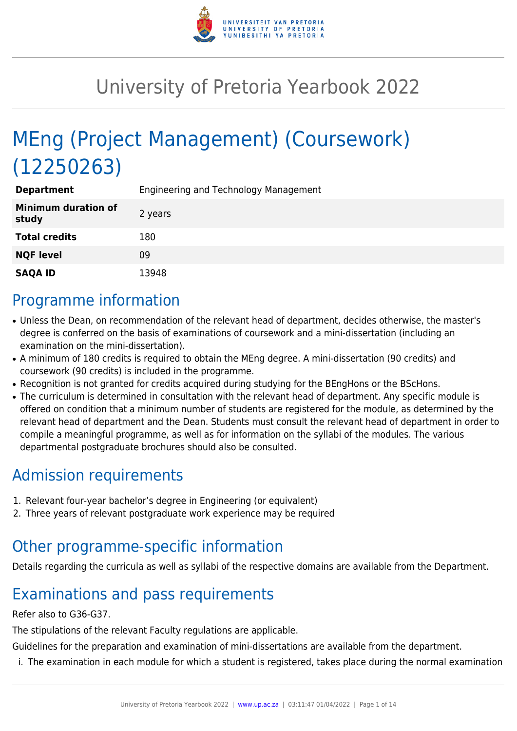# University of Pretoria Yearbook 2022

# MEng (Project Management) (Coursework) (12250263)

| **Department** | Engineering and Technology Management |
|---|---|
| **Minimum duration of study** | 2 years |
| **Total credits** | 180 |
| **NQF level** | 09 |
| **SAQA ID** | 13948 |

## Programme information

- Unless the Dean, on recommendation of the relevant head of department, decides otherwise, the master's degree is conferred on the basis of examinations of coursework and a mini-dissertation (including an examination on the mini-dissertation).
- A minimum of 180 credits is required to obtain the MEng degree. A mini-dissertation (90 credits) and coursework (90 credits) is included in the programme.
- Recognition is not granted for credits acquired during studying for the BEngHons or the BScHons.
- The curriculum is determined in consultation with the relevant head of department. Any specific module is offered on condition that a minimum number of students are registered for the module, as determined by the relevant head of department and the Dean. Students must consult the relevant head of department in order to compile a meaningful programme, as well as for information on the syllabi of the modules. The various departmental postgraduate brochures should also be consulted.

## Admission requirements

1. Relevant four-year bachelor's degree in Engineering (or equivalent)
2. Three years of relevant postgraduate work experience may be required

## Other programme-specific information

Details regarding the curricula as well as syllabi of the respective domains are available from the Department.

## Examinations and pass requirements

Refer also to G36-G37.

The stipulations of the relevant Faculty regulations are applicable.

Guidelines for the preparation and examination of mini-dissertations are available from the department.

i. The examination in each module for which a student is registered, takes place during the normal examination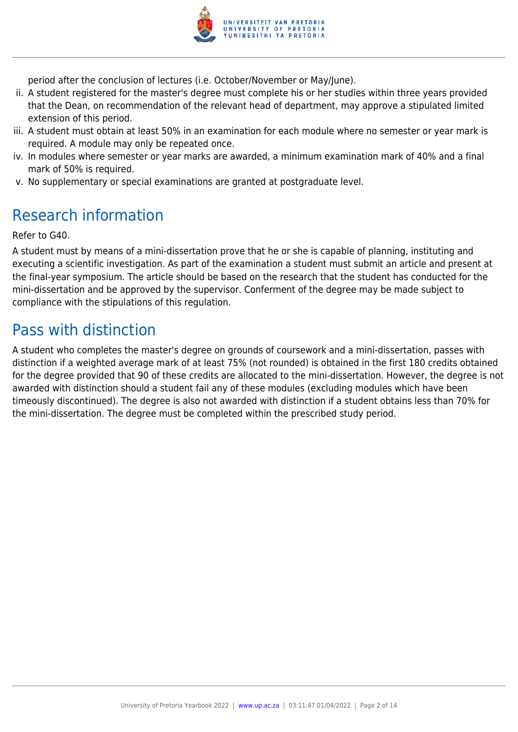period after the conclusion of lectures (i.e. October/November or May/June).

ii. A student registered for the master's degree must complete his or her studies within three years provided that the Dean, on recommendation of the relevant head of department, may approve a stipulated limited extension of this period.
iii. A student must obtain at least 50% in an examination for each module where no semester or year mark is required. A module may only be repeated once.
iv. In modules where semester or year marks are awarded, a minimum examination mark of 40% and a final mark of 50% is required.
v. No supplementary or special examinations are granted at postgraduate level.

## Research information

Refer to G40.

A student must by means of a mini-dissertation prove that he or she is capable of planning, instituting and executing a scientific investigation. As part of the examination a student must submit an article and present at the final-year symposium. The article should be based on the research that the student has conducted for the mini-dissertation and be approved by the supervisor. Conferment of the degree may be made subject to compliance with the stipulations of this regulation.

## Pass with distinction

A student who completes the master's degree on grounds of coursework and a mini-dissertation, passes with distinction if a weighted average mark of at least 75% (not rounded) is obtained in the first 180 credits obtained for the degree provided that 90 of these credits are allocated to the mini-dissertation. However, the degree is not awarded with distinction should a student fail any of these modules (excluding modules which have been timeously discontinued). The degree is also not awarded with distinction if a student obtains less than 70% for the mini-dissertation. The degree must be completed within the prescribed study period.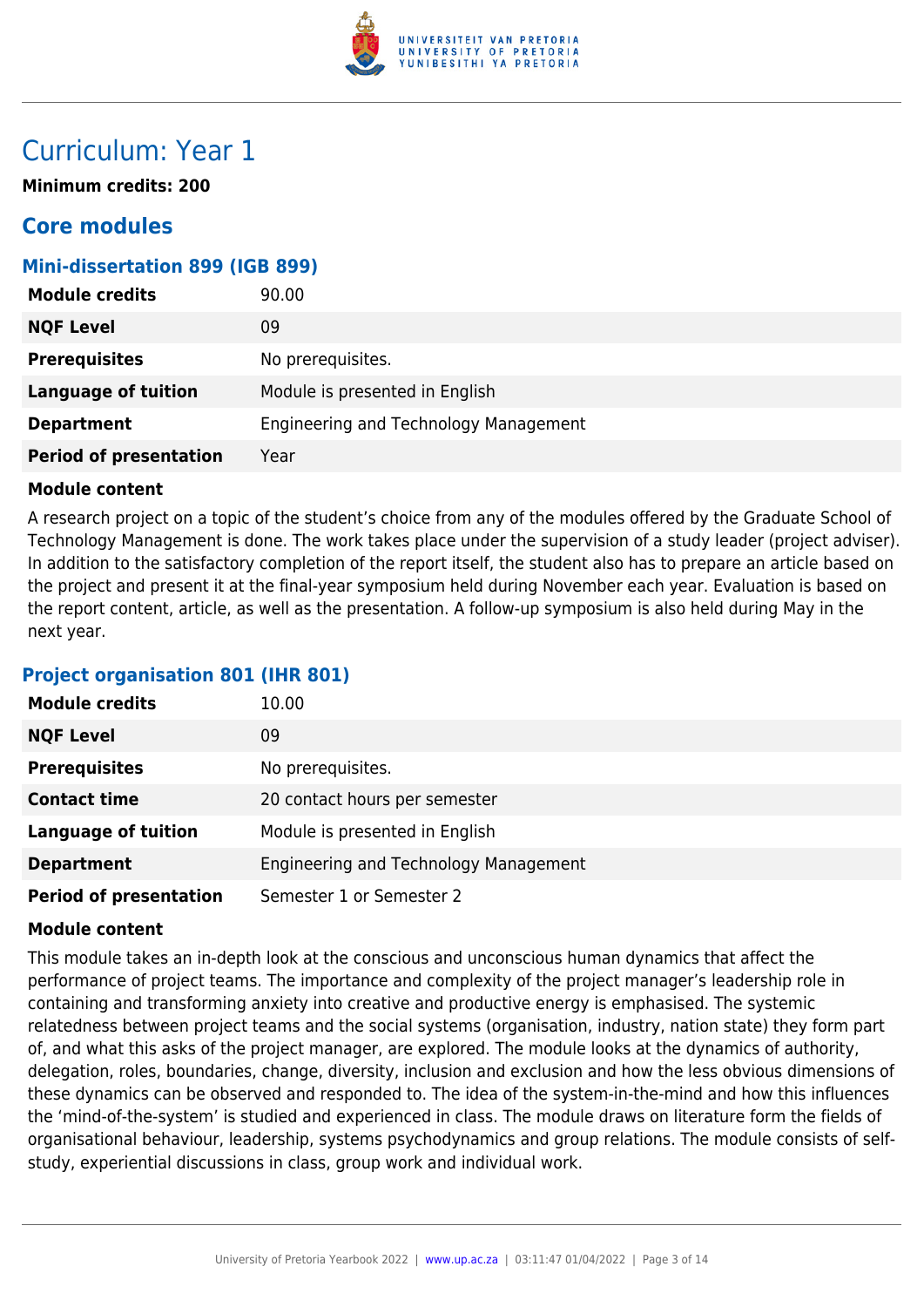# Curriculum: Year 1

**Minimum credits: 200**

## Core modules

### Mini-dissertation 899 (IGB 899)

| | |
|---|---|
| **Module credits** | 90.00 |
| **NQF Level** | 09 |
| **Prerequisites** | No prerequisites. |
| **Language of tuition** | Module is presented in English |
| **Department** | Engineering and Technology Management |
| **Period of presentation** | Year |

**Module content**

A research project on a topic of the student's choice from any of the modules offered by the Graduate School of Technology Management is done. The work takes place under the supervision of a study leader (project adviser). In addition to the satisfactory completion of the report itself, the student also has to prepare an article based on the project and present it at the final-year symposium held during November each year. Evaluation is based on the report content, article, as well as the presentation. A follow-up symposium is also held during May in the next year.

### Project organisation 801 (IHR 801)

| | |
|---|---|
| **Module credits** | 10.00 |
| **NQF Level** | 09 |
| **Prerequisites** | No prerequisites. |
| **Contact time** | 20 contact hours per semester |
| **Language of tuition** | Module is presented in English |
| **Department** | Engineering and Technology Management |
| **Period of presentation** | Semester 1 or Semester 2 |

**Module content**

This module takes an in-depth look at the conscious and unconscious human dynamics that affect the performance of project teams. The importance and complexity of the project manager's leadership role in containing and transforming anxiety into creative and productive energy is emphasised. The systemic relatedness between project teams and the social systems (organisation, industry, nation state) they form part of, and what this asks of the project manager, are explored. The module looks at the dynamics of authority, delegation, roles, boundaries, change, diversity, inclusion and exclusion and how the less obvious dimensions of these dynamics can be observed and responded to. The idea of the system-in-the-mind and how this influences the 'mind-of-the-system' is studied and experienced in class. The module draws on literature form the fields of organisational behaviour, leadership, systems psychodynamics and group relations. The module consists of self-study, experiential discussions in class, group work and individual work.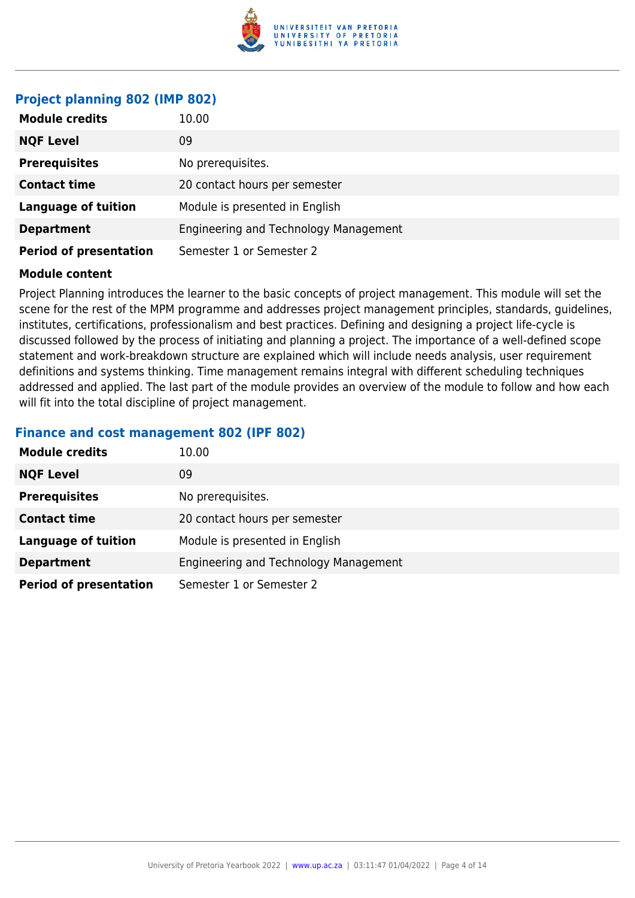### Project planning 802 (IMP 802)

| | |
|---|---|
| **Module credits** | 10.00 |
| **NQF Level** | 09 |
| **Prerequisites** | No prerequisites. |
| **Contact time** | 20 contact hours per semester |
| **Language of tuition** | Module is presented in English |
| **Department** | Engineering and Technology Management |
| **Period of presentation** | Semester 1 or Semester 2 |

**Module content**

Project Planning introduces the learner to the basic concepts of project management. This module will set the scene for the rest of the MPM programme and addresses project management principles, standards, guidelines, institutes, certifications, professionalism and best practices. Defining and designing a project life-cycle is discussed followed by the process of initiating and planning a project. The importance of a well-defined scope statement and work-breakdown structure are explained which will include needs analysis, user requirement definitions and systems thinking. Time management remains integral with different scheduling techniques addressed and applied. The last part of the module provides an overview of the module to follow and how each will fit into the total discipline of project management.

### Finance and cost management 802 (IPF 802)

| | |
|---|---|
| **Module credits** | 10.00 |
| **NQF Level** | 09 |
| **Prerequisites** | No prerequisites. |
| **Contact time** | 20 contact hours per semester |
| **Language of tuition** | Module is presented in English |
| **Department** | Engineering and Technology Management |
| **Period of presentation** | Semester 1 or Semester 2 |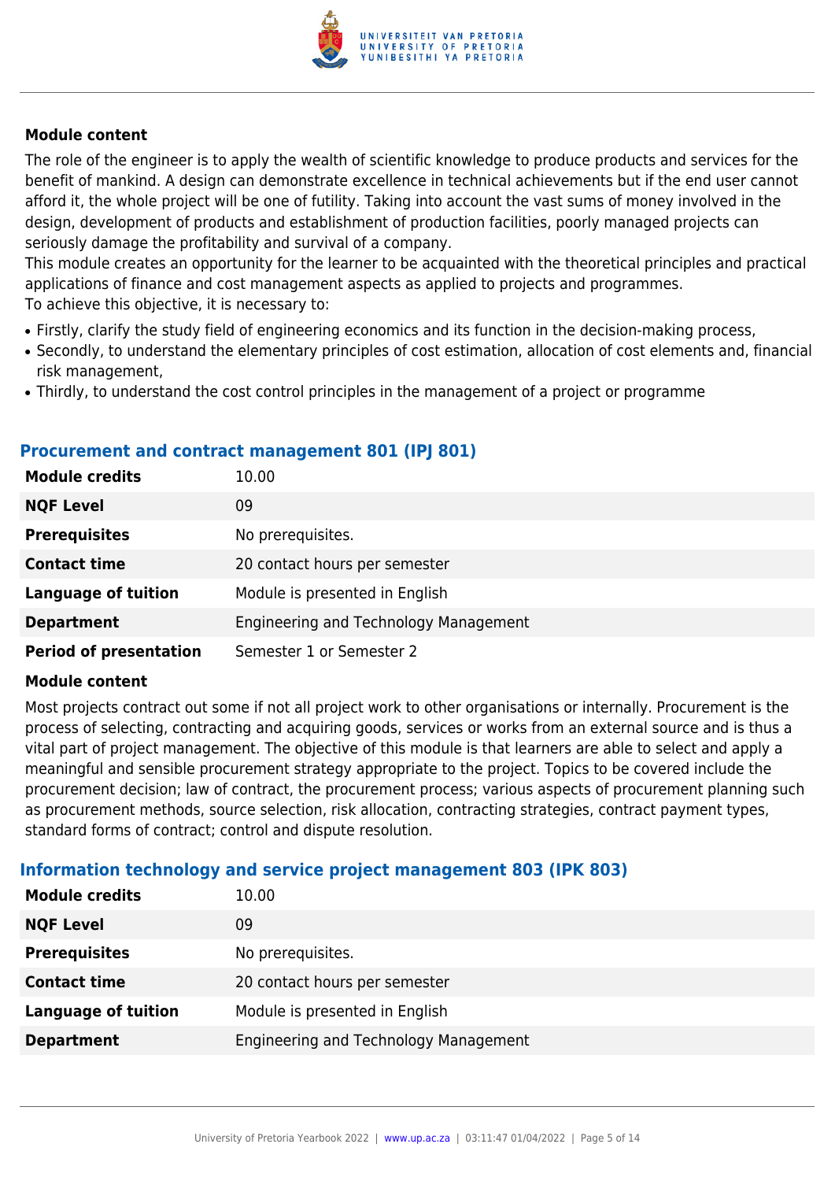**Module content**

The role of the engineer is to apply the wealth of scientific knowledge to produce products and services for the benefit of mankind. A design can demonstrate excellence in technical achievements but if the end user cannot afford it, the whole project will be one of futility. Taking into account the vast sums of money involved in the design, development of products and establishment of production facilities, poorly managed projects can seriously damage the profitability and survival of a company.
This module creates an opportunity for the learner to be acquainted with the theoretical principles and practical applications of finance and cost management aspects as applied to projects and programmes.
To achieve this objective, it is necessary to:

- Firstly, clarify the study field of engineering economics and its function in the decision-making process,
- Secondly, to understand the elementary principles of cost estimation, allocation of cost elements and, financial risk management,
- Thirdly, to understand the cost control principles in the management of a project or programme

### Procurement and contract management 801 (IPJ 801)

| | |
|---|---|
| **Module credits** | 10.00 |
| **NQF Level** | 09 |
| **Prerequisites** | No prerequisites. |
| **Contact time** | 20 contact hours per semester |
| **Language of tuition** | Module is presented in English |
| **Department** | Engineering and Technology Management |
| **Period of presentation** | Semester 1 or Semester 2 |

**Module content**

Most projects contract out some if not all project work to other organisations or internally. Procurement is the process of selecting, contracting and acquiring goods, services or works from an external source and is thus a vital part of project management. The objective of this module is that learners are able to select and apply a meaningful and sensible procurement strategy appropriate to the project. Topics to be covered include the procurement decision; law of contract, the procurement process; various aspects of procurement planning such as procurement methods, source selection, risk allocation, contracting strategies, contract payment types, standard forms of contract; control and dispute resolution.

### Information technology and service project management 803 (IPK 803)

| | |
|---|---|
| **Module credits** | 10.00 |
| **NQF Level** | 09 |
| **Prerequisites** | No prerequisites. |
| **Contact time** | 20 contact hours per semester |
| **Language of tuition** | Module is presented in English |
| **Department** | Engineering and Technology Management |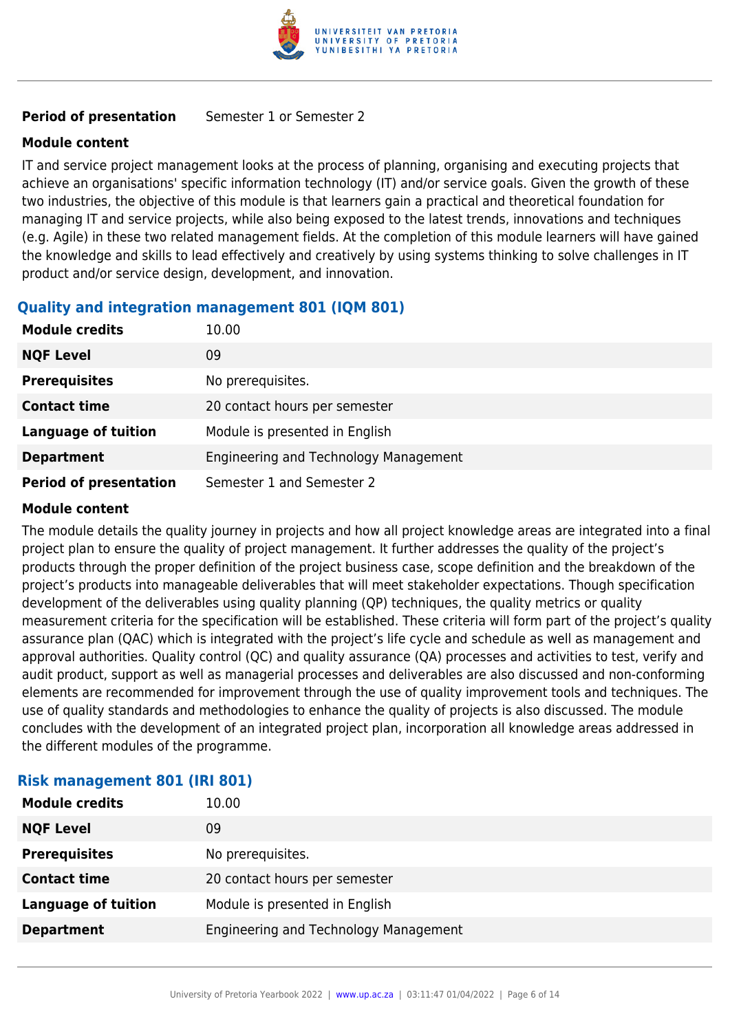| | |
|---|---|
| **Period of presentation** | Semester 1 or Semester 2 |

**Module content**

IT and service project management looks at the process of planning, organising and executing projects that achieve an organisations' specific information technology (IT) and/or service goals. Given the growth of these two industries, the objective of this module is that learners gain a practical and theoretical foundation for managing IT and service projects, while also being exposed to the latest trends, innovations and techniques (e.g. Agile) in these two related management fields. At the completion of this module learners will have gained the knowledge and skills to lead effectively and creatively by using systems thinking to solve challenges in IT product and/or service design, development, and innovation.

### Quality and integration management 801 (IQM 801)

| | |
|---|---|
| **Module credits** | 10.00 |
| **NQF Level** | 09 |
| **Prerequisites** | No prerequisites. |
| **Contact time** | 20 contact hours per semester |
| **Language of tuition** | Module is presented in English |
| **Department** | Engineering and Technology Management |
| **Period of presentation** | Semester 1 and Semester 2 |

**Module content**

The module details the quality journey in projects and how all project knowledge areas are integrated into a final project plan to ensure the quality of project management. It further addresses the quality of the project's products through the proper definition of the project business case, scope definition and the breakdown of the project's products into manageable deliverables that will meet stakeholder expectations. Though specification development of the deliverables using quality planning (QP) techniques, the quality metrics or quality measurement criteria for the specification will be established. These criteria will form part of the project's quality assurance plan (QAC) which is integrated with the project's life cycle and schedule as well as management and approval authorities. Quality control (QC) and quality assurance (QA) processes and activities to test, verify and audit product, support as well as managerial processes and deliverables are also discussed and non-conforming elements are recommended for improvement through the use of quality improvement tools and techniques. The use of quality standards and methodologies to enhance the quality of projects is also discussed. The module concludes with the development of an integrated project plan, incorporation all knowledge areas addressed in the different modules of the programme.

### Risk management 801 (IRI 801)

| | |
|---|---|
| **Module credits** | 10.00 |
| **NQF Level** | 09 |
| **Prerequisites** | No prerequisites. |
| **Contact time** | 20 contact hours per semester |
| **Language of tuition** | Module is presented in English |
| **Department** | Engineering and Technology Management |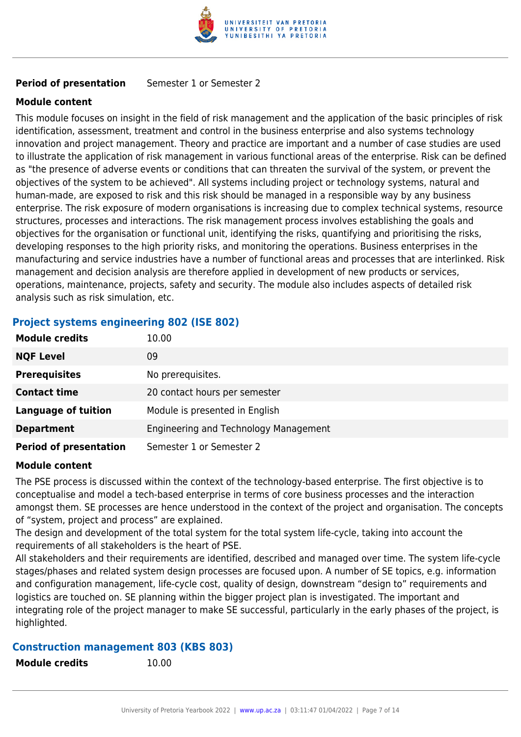| | |
|---|---|
| **Period of presentation** | Semester 1 or Semester 2 |

**Module content**

This module focuses on insight in the field of risk management and the application of the basic principles of risk identification, assessment, treatment and control in the business enterprise and also systems technology innovation and project management. Theory and practice are important and a number of case studies are used to illustrate the application of risk management in various functional areas of the enterprise. Risk can be defined as "the presence of adverse events or conditions that can threaten the survival of the system, or prevent the objectives of the system to be achieved". All systems including project or technology systems, natural and human-made, are exposed to risk and this risk should be managed in a responsible way by any business enterprise. The risk exposure of modern organisations is increasing due to complex technical systems, resource structures, processes and interactions. The risk management process involves establishing the goals and objectives for the organisation or functional unit, identifying the risks, quantifying and prioritising the risks, developing responses to the high priority risks, and monitoring the operations. Business enterprises in the manufacturing and service industries have a number of functional areas and processes that are interlinked. Risk management and decision analysis are therefore applied in development of new products or services, operations, maintenance, projects, safety and security. The module also includes aspects of detailed risk analysis such as risk simulation, etc.

### Project systems engineering 802 (ISE 802)

| | |
|---|---|
| **Module credits** | 10.00 |
| **NQF Level** | 09 |
| **Prerequisites** | No prerequisites. |
| **Contact time** | 20 contact hours per semester |
| **Language of tuition** | Module is presented in English |
| **Department** | Engineering and Technology Management |
| **Period of presentation** | Semester 1 or Semester 2 |

**Module content**

The PSE process is discussed within the context of the technology-based enterprise. The first objective is to conceptualise and model a tech-based enterprise in terms of core business processes and the interaction amongst them. SE processes are hence understood in the context of the project and organisation. The concepts of “system, project and process” are explained.

The design and development of the total system for the total system life-cycle, taking into account the requirements of all stakeholders is the heart of PSE.

All stakeholders and their requirements are identified, described and managed over time. The system life-cycle stages/phases and related system design processes are focused upon. A number of SE topics, e.g. information and configuration management, life-cycle cost, quality of design, downstream “design to” requirements and logistics are touched on. SE planning within the bigger project plan is investigated. The important and integrating role of the project manager to make SE successful, particularly in the early phases of the project, is highlighted.

### Construction management 803 (KBS 803)

| | |
|---|---|
| **Module credits** | 10.00 |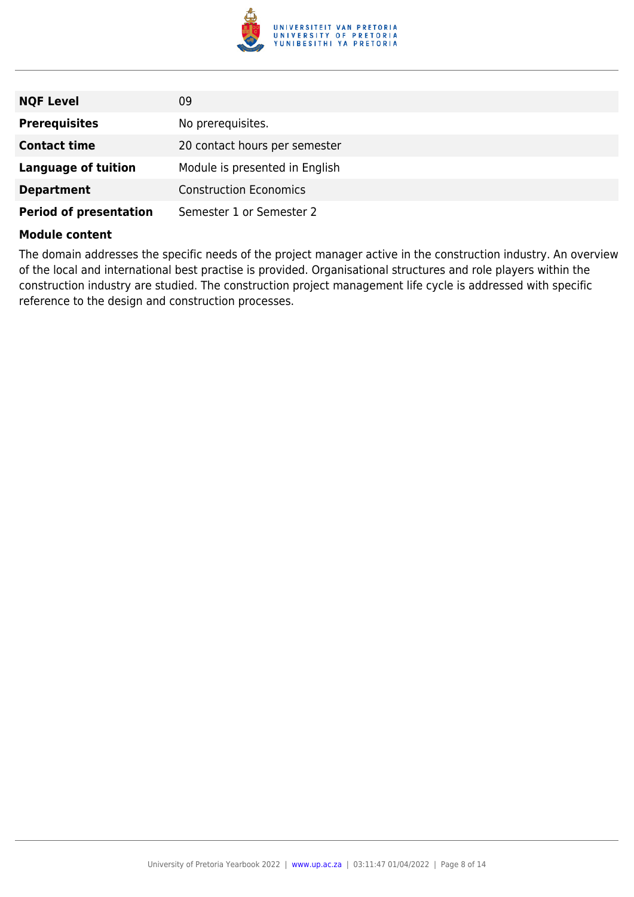| | |
|---|---|
| **NQF Level** | 09 |
| **Prerequisites** | No prerequisites. |
| **Contact time** | 20 contact hours per semester |
| **Language of tuition** | Module is presented in English |
| **Department** | Construction Economics |
| **Period of presentation** | Semester 1 or Semester 2 |

**Module content**

The domain addresses the specific needs of the project manager active in the construction industry. An overview of the local and international best practise is provided. Organisational structures and role players within the construction industry are studied. The construction project management life cycle is addressed with specific reference to the design and construction processes.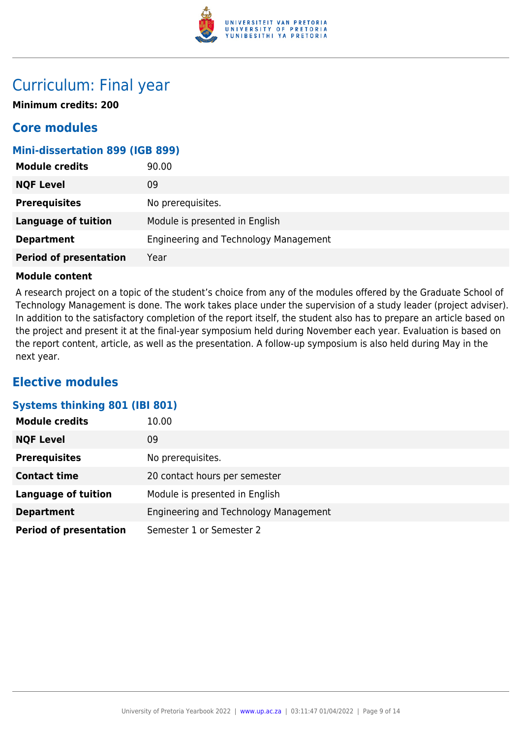# Curriculum: Final year

**Minimum credits: 200**

## Core modules

### Mini-dissertation 899 (IGB 899)

| | |
|---|---|
| **Module credits** | 90.00 |
| **NQF Level** | 09 |
| **Prerequisites** | No prerequisites. |
| **Language of tuition** | Module is presented in English |
| **Department** | Engineering and Technology Management |
| **Period of presentation** | Year |

**Module content**

A research project on a topic of the student's choice from any of the modules offered by the Graduate School of Technology Management is done. The work takes place under the supervision of a study leader (project adviser). In addition to the satisfactory completion of the report itself, the student also has to prepare an article based on the project and present it at the final-year symposium held during November each year. Evaluation is based on the report content, article, as well as the presentation. A follow-up symposium is also held during May in the next year.

## Elective modules

### Systems thinking 801 (IBI 801)

| | |
|---|---|
| **Module credits** | 10.00 |
| **NQF Level** | 09 |
| **Prerequisites** | No prerequisites. |
| **Contact time** | 20 contact hours per semester |
| **Language of tuition** | Module is presented in English |
| **Department** | Engineering and Technology Management |
| **Period of presentation** | Semester 1 or Semester 2 |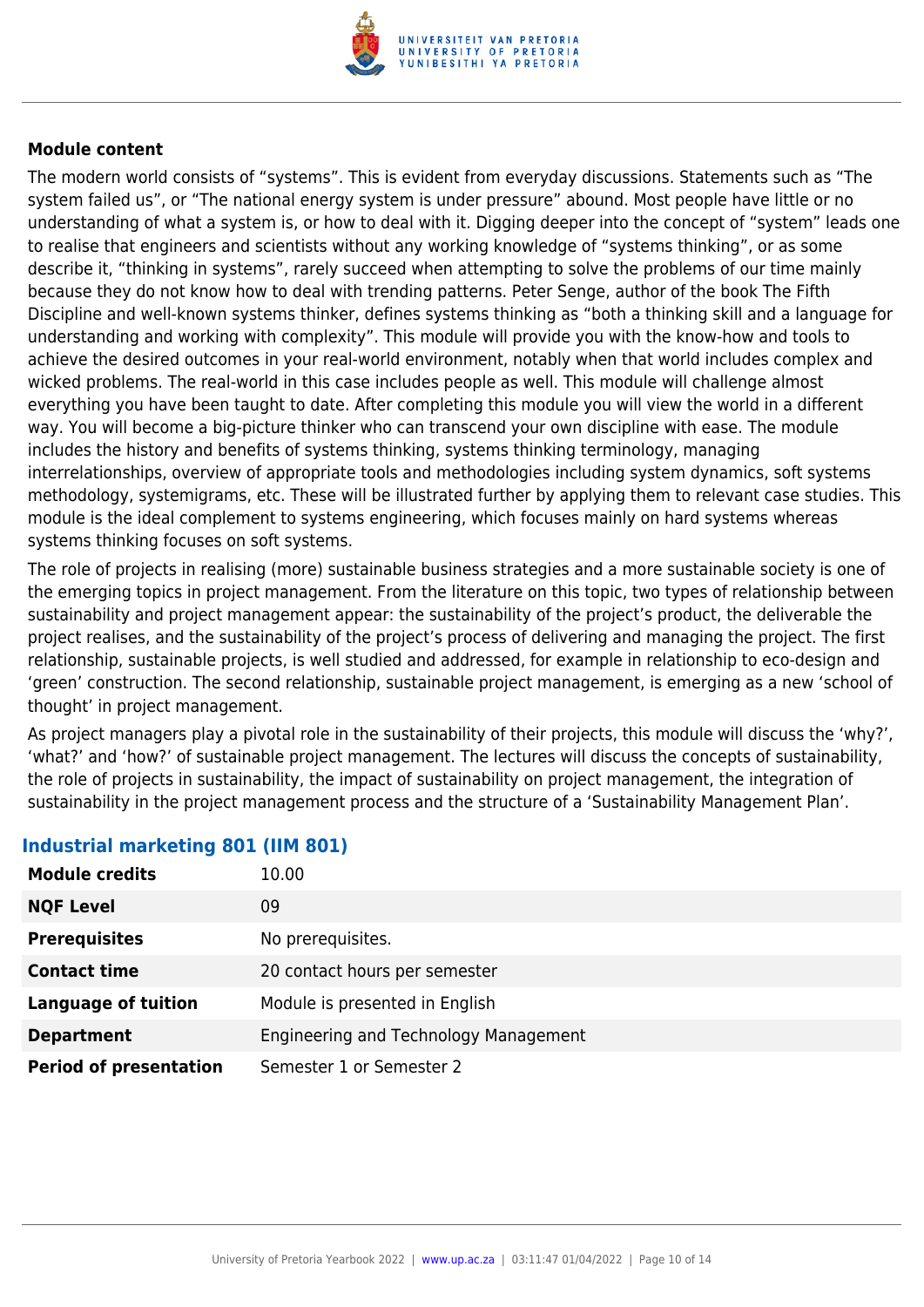**Module content**

The modern world consists of "systems". This is evident from everyday discussions. Statements such as "The system failed us", or "The national energy system is under pressure" abound. Most people have little or no understanding of what a system is, or how to deal with it. Digging deeper into the concept of "system" leads one to realise that engineers and scientists without any working knowledge of "systems thinking", or as some describe it, "thinking in systems", rarely succeed when attempting to solve the problems of our time mainly because they do not know how to deal with trending patterns. Peter Senge, author of the book The Fifth Discipline and well-known systems thinker, defines systems thinking as "both a thinking skill and a language for understanding and working with complexity". This module will provide you with the know-how and tools to achieve the desired outcomes in your real-world environment, notably when that world includes complex and wicked problems. The real-world in this case includes people as well. This module will challenge almost everything you have been taught to date. After completing this module you will view the world in a different way. You will become a big-picture thinker who can transcend your own discipline with ease. The module includes the history and benefits of systems thinking, systems thinking terminology, managing interrelationships, overview of appropriate tools and methodologies including system dynamics, soft systems methodology, systemigrams, etc. These will be illustrated further by applying them to relevant case studies. This module is the ideal complement to systems engineering, which focuses mainly on hard systems whereas systems thinking focuses on soft systems.

The role of projects in realising (more) sustainable business strategies and a more sustainable society is one of the emerging topics in project management. From the literature on this topic, two types of relationship between sustainability and project management appear: the sustainability of the project's product, the deliverable the project realises, and the sustainability of the project's process of delivering and managing the project. The first relationship, sustainable projects, is well studied and addressed, for example in relationship to eco-design and 'green' construction. The second relationship, sustainable project management, is emerging as a new 'school of thought' in project management.

As project managers play a pivotal role in the sustainability of their projects, this module will discuss the 'why?', 'what?' and 'how?' of sustainable project management. The lectures will discuss the concepts of sustainability, the role of projects in sustainability, the impact of sustainability on project management, the integration of sustainability in the project management process and the structure of a 'Sustainability Management Plan'.

## Industrial marketing 801 (IIM 801)

| | |
|---|---|
| **Module credits** | 10.00 |
| **NQF Level** | 09 |
| **Prerequisites** | No prerequisites. |
| **Contact time** | 20 contact hours per semester |
| **Language of tuition** | Module is presented in English |
| **Department** | Engineering and Technology Management |
| **Period of presentation** | Semester 1 or Semester 2 |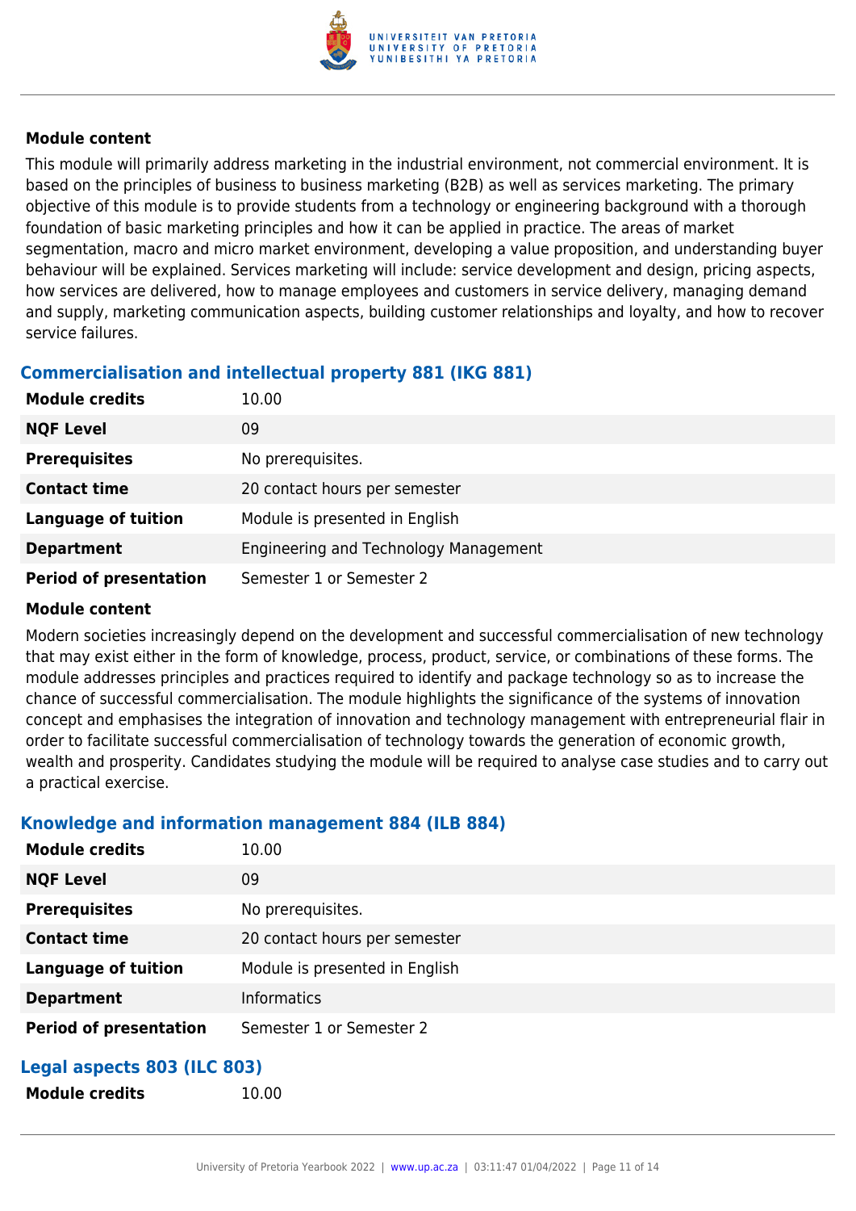**Module content**

This module will primarily address marketing in the industrial environment, not commercial environment. It is based on the principles of business to business marketing (B2B) as well as services marketing. The primary objective of this module is to provide students from a technology or engineering background with a thorough foundation of basic marketing principles and how it can be applied in practice. The areas of market segmentation, macro and micro market environment, developing a value proposition, and understanding buyer behaviour will be explained. Services marketing will include: service development and design, pricing aspects, how services are delivered, how to manage employees and customers in service delivery, managing demand and supply, marketing communication aspects, building customer relationships and loyalty, and how to recover service failures.

### Commercialisation and intellectual property 881 (IKG 881)

| | |
|---|---|
| **Module credits** | 10.00 |
| **NQF Level** | 09 |
| **Prerequisites** | No prerequisites. |
| **Contact time** | 20 contact hours per semester |
| **Language of tuition** | Module is presented in English |
| **Department** | Engineering and Technology Management |
| **Period of presentation** | Semester 1 or Semester 2 |

**Module content**

Modern societies increasingly depend on the development and successful commercialisation of new technology that may exist either in the form of knowledge, process, product, service, or combinations of these forms. The module addresses principles and practices required to identify and package technology so as to increase the chance of successful commercialisation. The module highlights the significance of the systems of innovation concept and emphasises the integration of innovation and technology management with entrepreneurial flair in order to facilitate successful commercialisation of technology towards the generation of economic growth, wealth and prosperity. Candidates studying the module will be required to analyse case studies and to carry out a practical exercise.

### Knowledge and information management 884 (ILB 884)

| | |
|---|---|
| **Module credits** | 10.00 |
| **NQF Level** | 09 |
| **Prerequisites** | No prerequisites. |
| **Contact time** | 20 contact hours per semester |
| **Language of tuition** | Module is presented in English |
| **Department** | Informatics |
| **Period of presentation** | Semester 1 or Semester 2 |

### Legal aspects 803 (ILC 803)

| | |
|---|---|
| **Module credits** | 10.00 |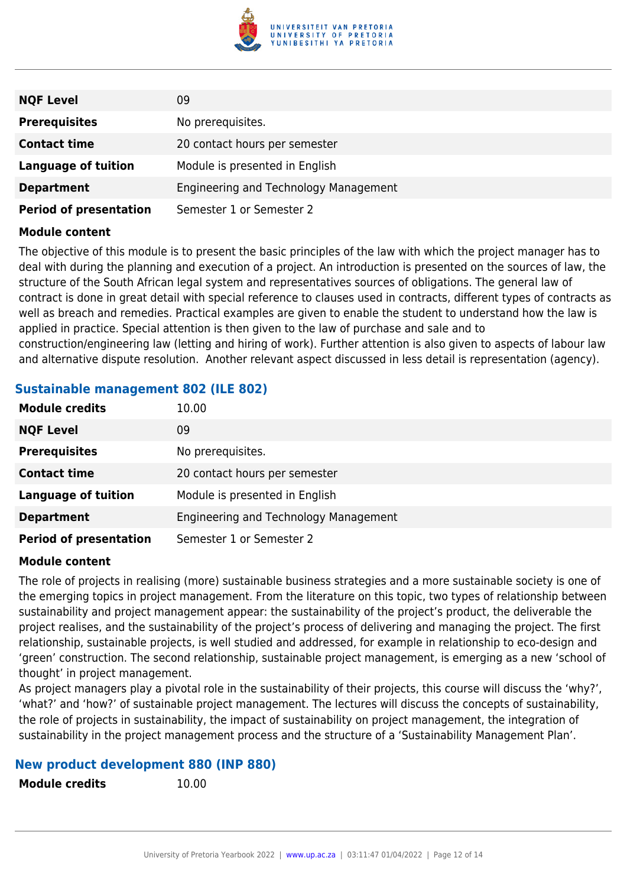| | |
|---|---|
| **NQF Level** | 09 |
| **Prerequisites** | No prerequisites. |
| **Contact time** | 20 contact hours per semester |
| **Language of tuition** | Module is presented in English |
| **Department** | Engineering and Technology Management |
| **Period of presentation** | Semester 1 or Semester 2 |

**Module content**

The objective of this module is to present the basic principles of the law with which the project manager has to deal with during the planning and execution of a project. An introduction is presented on the sources of law, the structure of the South African legal system and representatives sources of obligations. The general law of contract is done in great detail with special reference to clauses used in contracts, different types of contracts as well as breach and remedies. Practical examples are given to enable the student to understand how the law is applied in practice. Special attention is then given to the law of purchase and sale and to construction/engineering law (letting and hiring of work). Further attention is also given to aspects of labour law and alternative dispute resolution. Another relevant aspect discussed in less detail is representation (agency).

### Sustainable management 802 (ILE 802)

| | |
|---|---|
| **Module credits** | 10.00 |
| **NQF Level** | 09 |
| **Prerequisites** | No prerequisites. |
| **Contact time** | 20 contact hours per semester |
| **Language of tuition** | Module is presented in English |
| **Department** | Engineering and Technology Management |
| **Period of presentation** | Semester 1 or Semester 2 |

**Module content**

The role of projects in realising (more) sustainable business strategies and a more sustainable society is one of the emerging topics in project management. From the literature on this topic, two types of relationship between sustainability and project management appear: the sustainability of the project's product, the deliverable the project realises, and the sustainability of the project's process of delivering and managing the project. The first relationship, sustainable projects, is well studied and addressed, for example in relationship to eco-design and 'green' construction. The second relationship, sustainable project management, is emerging as a new 'school of thought' in project management.
As project managers play a pivotal role in the sustainability of their projects, this course will discuss the 'why?', 'what?' and 'how?' of sustainable project management. The lectures will discuss the concepts of sustainability, the role of projects in sustainability, the impact of sustainability on project management, the integration of sustainability in the project management process and the structure of a 'Sustainability Management Plan'.

### New product development 880 (INP 880)

| | |
|---|---|
| **Module credits** | 10.00 |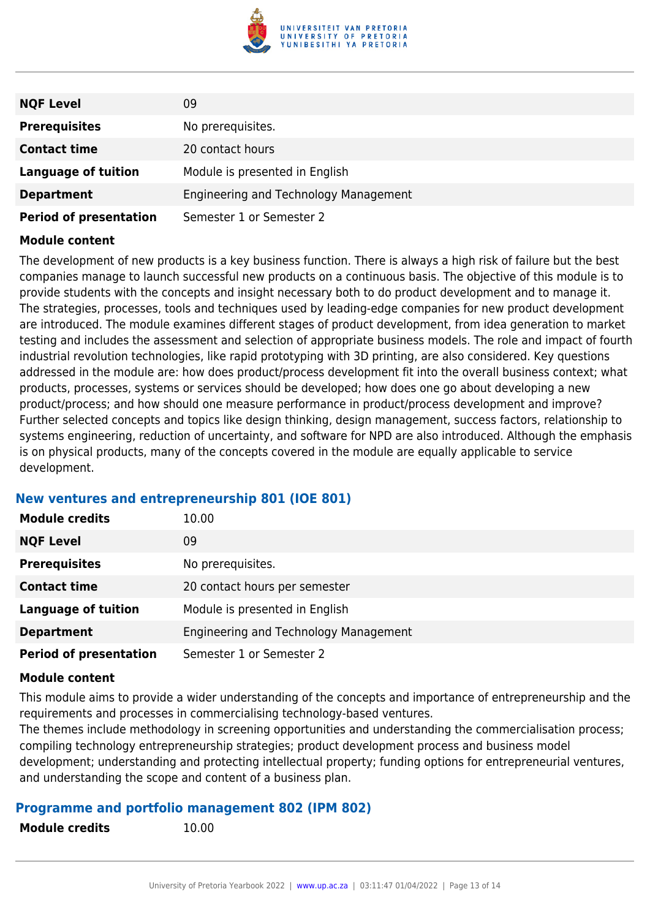| | |
|---|---|
| **NQF Level** | 09 |
| **Prerequisites** | No prerequisites. |
| **Contact time** | 20 contact hours |
| **Language of tuition** | Module is presented in English |
| **Department** | Engineering and Technology Management |
| **Period of presentation** | Semester 1 or Semester 2 |

**Module content**

The development of new products is a key business function. There is always a high risk of failure but the best companies manage to launch successful new products on a continuous basis. The objective of this module is to provide students with the concepts and insight necessary both to do product development and to manage it. The strategies, processes, tools and techniques used by leading-edge companies for new product development are introduced. The module examines different stages of product development, from idea generation to market testing and includes the assessment and selection of appropriate business models. The role and impact of fourth industrial revolution technologies, like rapid prototyping with 3D printing, are also considered. Key questions addressed in the module are: how does product/process development fit into the overall business context; what products, processes, systems or services should be developed; how does one go about developing a new product/process; and how should one measure performance in product/process development and improve? Further selected concepts and topics like design thinking, design management, success factors, relationship to systems engineering, reduction of uncertainty, and software for NPD are also introduced. Although the emphasis is on physical products, many of the concepts covered in the module are equally applicable to service development.

### New ventures and entrepreneurship 801 (IOE 801)

| | |
|---|---|
| **Module credits** | 10.00 |
| **NQF Level** | 09 |
| **Prerequisites** | No prerequisites. |
| **Contact time** | 20 contact hours per semester |
| **Language of tuition** | Module is presented in English |
| **Department** | Engineering and Technology Management |
| **Period of presentation** | Semester 1 or Semester 2 |

**Module content**

This module aims to provide a wider understanding of the concepts and importance of entrepreneurship and the requirements and processes in commercialising technology-based ventures.
The themes include methodology in screening opportunities and understanding the commercialisation process; compiling technology entrepreneurship strategies; product development process and business model development; understanding and protecting intellectual property; funding options for entrepreneurial ventures, and understanding the scope and content of a business plan.

### Programme and portfolio management 802 (IPM 802)

| | |
|---|---|
| **Module credits** | 10.00 |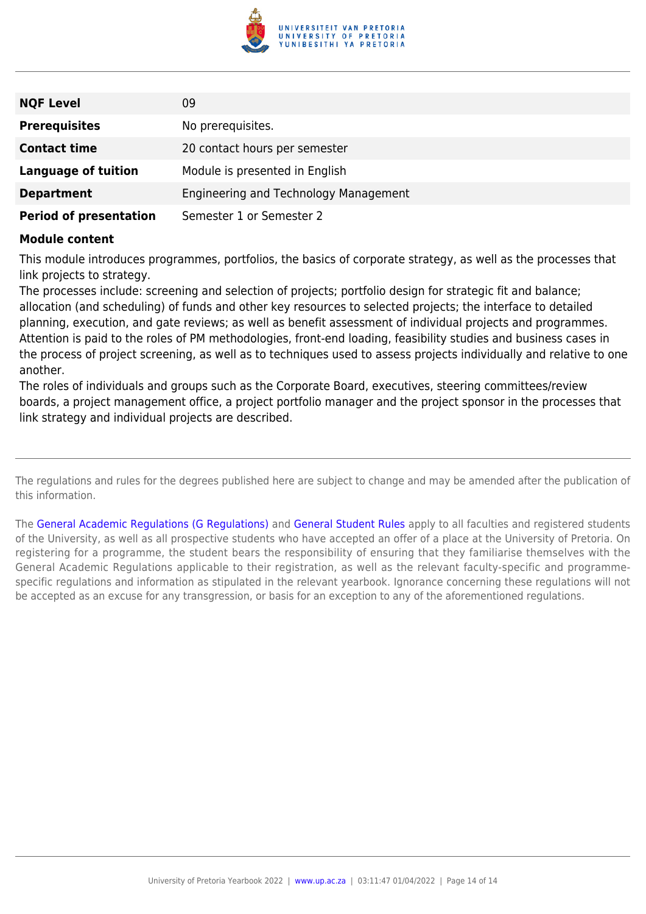| | |
|---|---|
| **NQF Level** | 09 |
| **Prerequisites** | No prerequisites. |
| **Contact time** | 20 contact hours per semester |
| **Language of tuition** | Module is presented in English |
| **Department** | Engineering and Technology Management |
| **Period of presentation** | Semester 1 or Semester 2 |

**Module content**

This module introduces programmes, portfolios, the basics of corporate strategy, as well as the processes that link projects to strategy.
The processes include: screening and selection of projects; portfolio design for strategic fit and balance; allocation (and scheduling) of funds and other key resources to selected projects; the interface to detailed planning, execution, and gate reviews; as well as benefit assessment of individual projects and programmes. Attention is paid to the roles of PM methodologies, front-end loading, feasibility studies and business cases in the process of project screening, as well as to techniques used to assess projects individually and relative to one another.
The roles of individuals and groups such as the Corporate Board, executives, steering committees/review boards, a project management office, a project portfolio manager and the project sponsor in the processes that link strategy and individual projects are described.

---

The regulations and rules for the degrees published here are subject to change and may be amended after the publication of this information.

The General Academic Regulations (G Regulations) and General Student Rules apply to all faculties and registered students of the University, as well as all prospective students who have accepted an offer of a place at the University of Pretoria. On registering for a programme, the student bears the responsibility of ensuring that they familiarise themselves with the General Academic Regulations applicable to their registration, as well as the relevant faculty-specific and programme-specific regulations and information as stipulated in the relevant yearbook. Ignorance concerning these regulations will not be accepted as an excuse for any transgression, or basis for an exception to any of the aforementioned regulations.